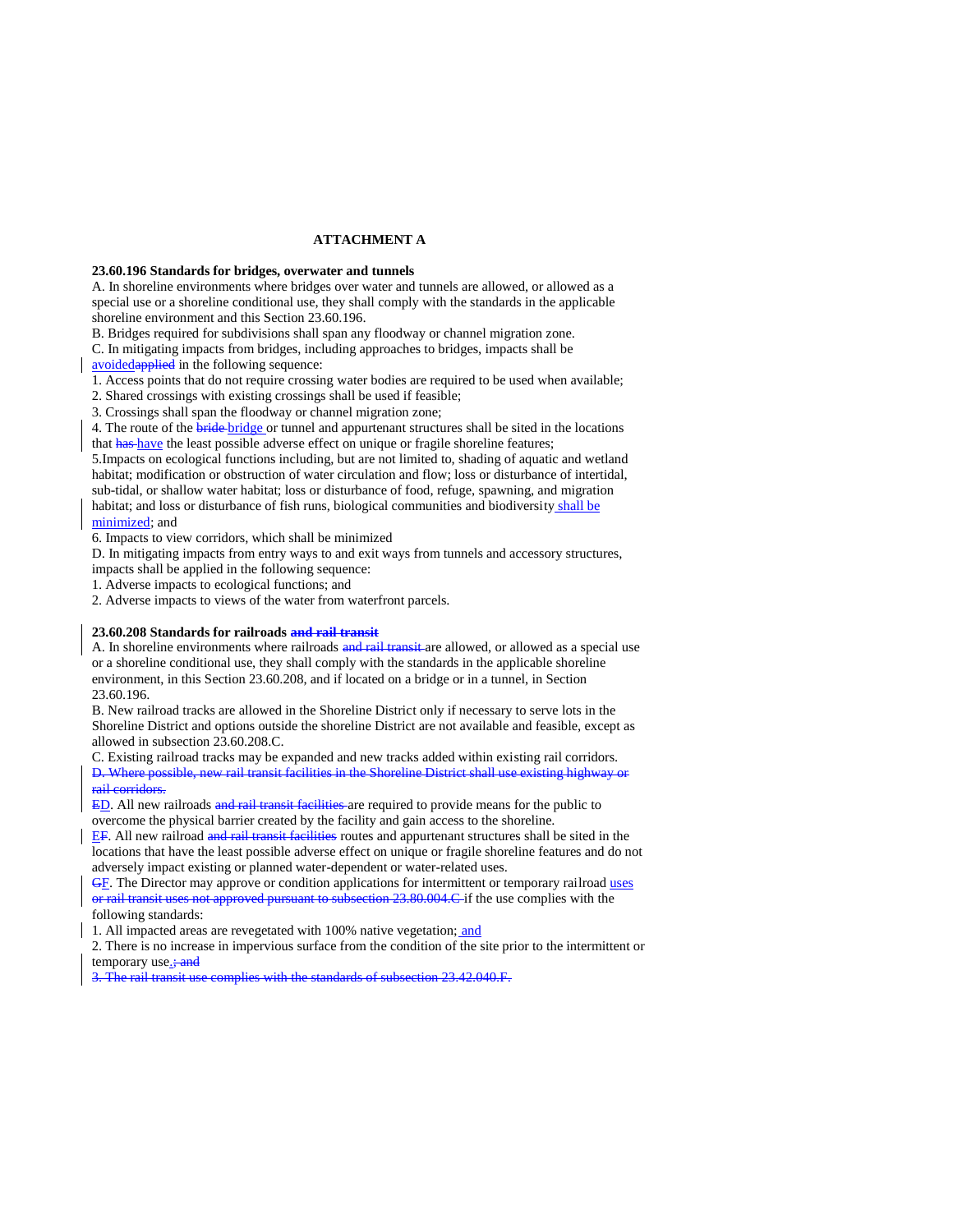**ATTACHMENT A**

**23.60.196 Standards for bridges, overwater and tunnels**

A. In shoreline environments where bridges over water and tunnels are allowed, or allowed as a special use or a shoreline conditional use, they shall comply with the standards in the applicable shoreline environment and this Section 23.60.196.

B. Bridges required for subdivisions shall span any floodway or channel migration zone.

C. In mitigating impacts from bridges, including approaches to bridges, impacts shall be <u>avoided</u>~~applied~~ in the following sequence:

1. Access points that do not require crossing water bodies are required to be used when available;
2. Shared crossings with existing crossings shall be used if feasible;
3. Crossings shall span the floodway or channel migration zone;
4. The route of the ~~bride~~ <u>bridge</u> or tunnel and appurtenant structures shall be sited in the locations that ~~has~~ <u>have</u> the least possible adverse effect on unique or fragile shoreline features;
5. Impacts on ecological functions including, but are not limited to, shading of aquatic and wetland habitat; modification or obstruction of water circulation and flow; loss or disturbance of intertidal, sub-tidal, or shallow water habitat; loss or disturbance of food, refuge, spawning, and migration habitat; and loss or disturbance of fish runs, biological communities and biodiversity <u>shall be minimized</u>; and
6. Impacts to view corridors, which shall be minimized

D. In mitigating impacts from entry ways to and exit ways from tunnels and accessory structures, impacts shall be applied in the following sequence:

1. Adverse impacts to ecological functions; and
2. Adverse impacts to views of the water from waterfront parcels.

**23.60.208 Standards for railroads ~~and rail transit~~**

A. In shoreline environments where railroads ~~and rail transit~~ are allowed, or allowed as a special use or a shoreline conditional use, they shall comply with the standards in the applicable shoreline environment, in this Section 23.60.208, and if located on a bridge or in a tunnel, in Section 23.60.196.

B. New railroad tracks are allowed in the Shoreline District only if necessary to serve lots in the Shoreline District and options outside the shoreline District are not available and feasible, except as allowed in subsection 23.60.208.C.

C. Existing railroad tracks may be expanded and new tracks added within existing rail corridors.

~~D. Where possible, new rail transit facilities in the Shoreline District shall use existing highway or rail corridors.~~

~~E~~<u>D</u>. All new railroads ~~and rail transit facilities~~ are required to provide means for the public to overcome the physical barrier created by the facility and gain access to the shoreline.

<u>E</u>~~F~~. All new railroad ~~and rail transit facilities~~ routes and appurtenant structures shall be sited in the locations that have the least possible adverse effect on unique or fragile shoreline features and do not adversely impact existing or planned water-dependent or water-related uses.

~~G~~<u>F</u>. The Director may approve or condition applications for intermittent or temporary railroad <u>uses</u> ~~or rail transit uses not approved pursuant to subsection 23.80.004.C~~ if the use complies with the following standards:

1. All impacted areas are revegetated with 100% native vegetation;<u> and</u>
2. There is no increase in impervious surface from the condition of the site prior to the intermittent or temporary use<u>.</u>~~; and~~
3. ~~The rail transit use complies with the standards of subsection 23.42.040.F.~~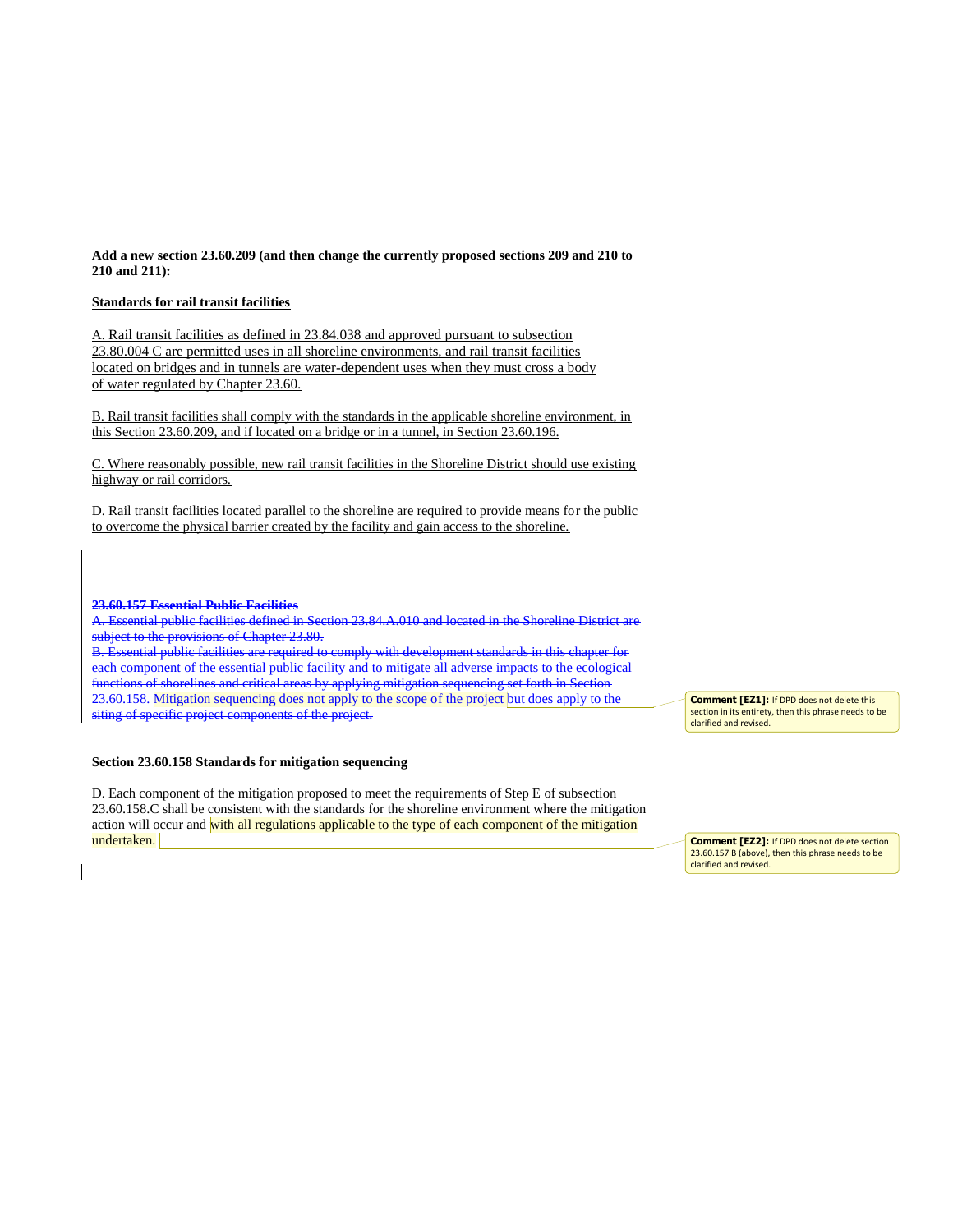**Add a new section 23.60.209 (and then change the currently proposed sections 209 and 210 to 210 and 211):**

<u>**Standards for rail transit facilities**</u>

<u>A. Rail transit facilities as defined in 23.84.038 and approved pursuant to subsection 23.80.004 C are permitted uses in all shoreline environments, and rail transit facilities located on bridges and in tunnels are water-dependent uses when they must cross a body of water regulated by Chapter 23.60.</u>

<u>B. Rail transit facilities shall comply with the standards in the applicable shoreline environment, in this Section 23.60.209, and if located on a bridge or in a tunnel, in Section 23.60.196.</u>

<u>C. Where reasonably possible, new rail transit facilities in the Shoreline District should use existing highway or rail corridors.</u>

<u>D. Rail transit facilities located parallel to the shoreline are required to provide means for the public to overcome the physical barrier created by the facility and gain access to the shoreline.</u>

~~**23.60.157 Essential Public Facilities**~~

~~A. Essential public facilities defined in Section 23.84.A.010 and located in the Shoreline District are subject to the provisions of Chapter 23.80.~~

~~B. Essential public facilities are required to comply with development standards in this chapter for each component of the essential public facility and to mitigate all adverse impacts to the ecological functions of shorelines and critical areas by applying mitigation sequencing set forth in Section 23.60.158. Mitigation sequencing does not apply to the scope of the project but does apply to the siting of specific project components of the project.~~

> **Comment [EZ1]:** If DPD does not delete this section in its entirety, then this phrase needs to be clarified and revised.

**Section 23.60.158 Standards for mitigation sequencing**

D. Each component of the mitigation proposed to meet the requirements of Step E of subsection 23.60.158.C shall be consistent with the standards for the shoreline environment where the mitigation action will occur and with all regulations applicable to the type of each component of the mitigation undertaken.

> **Comment [EZ2]:** If DPD does not delete section 23.60.157 B (above), then this phrase needs to be clarified and revised.